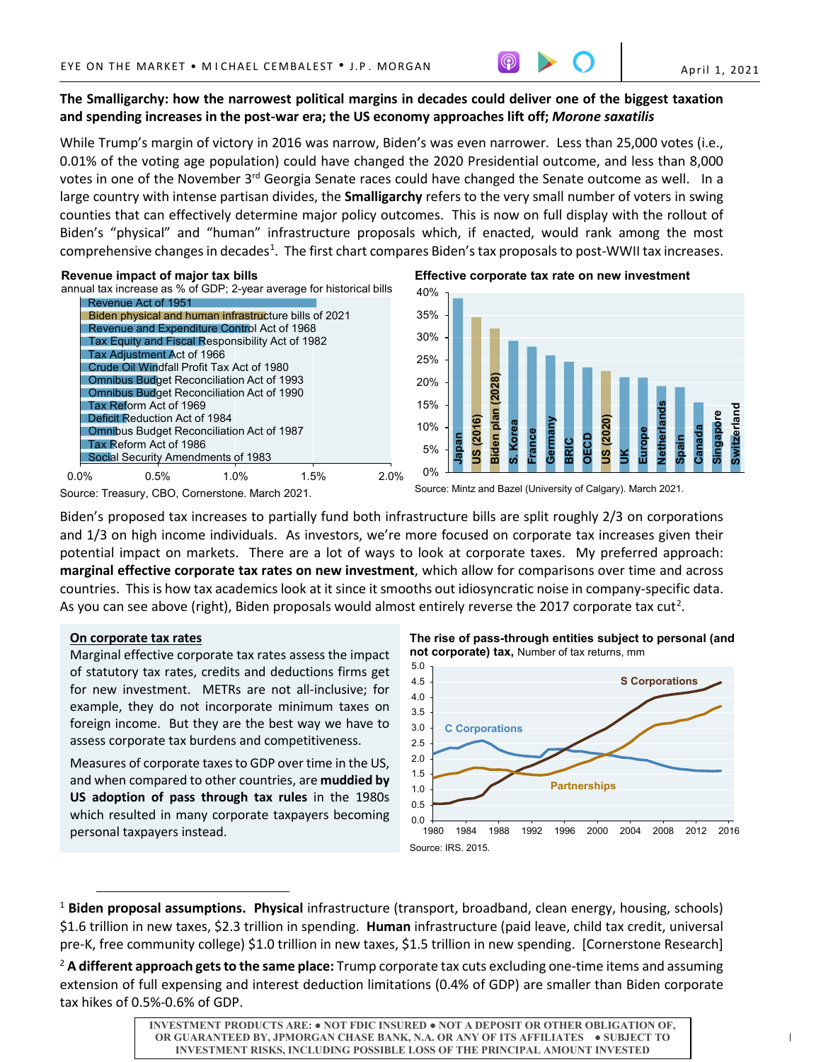**The Smalligarchy: how the narrowest political margins in decades could deliver one of the biggest taxation and spending increases in the post-war era; the US economy approaches lift off; *Morone saxatilis***

While Trump's margin of victory in 2016 was narrow, Biden's was even narrower. Less than 25,000 votes (i.e., 0.01% of the voting age population) could have changed the 2020 Presidential outcome, and less than 8,000 votes in one of the November 3rd Georgia Senate races could have changed the Senate outcome as well. In a large country with intense partisan divides, the **Smalligarchy** refers to the very small number of voters in swing counties that can effectively determine major policy outcomes. This is now on full display with the rollout of Biden's "physical" and "human" infrastructure proposals which, if enacted, would rank among the most comprehensive changes in decades[1]. The first chart compares Biden's tax proposals to post-WWII tax increases.

**Revenue impact of major tax bills**
annual tax increase as % of GDP; 2-year average for historical bills

- Revenue Act of 1951
- Biden physical and human infrastructure bills of 2021
- Revenue and Expenditure Control Act of 1968
- Tax Equity and Fiscal Responsibility Act of 1982
- Tax Adjustment Act of 1966
- Crude Oil Windfall Profit Tax Act of 1980
- Omnibus Budget Reconciliation Act of 1993
- Omnibus Budget Reconciliation Act of 1990
- Tax Reform Act of 1969
- Deficit Reduction Act of 1984
- Omnibus Budget Reconciliation Act of 1987
- Tax Reform Act of 1986
- Social Security Amendments of 1983

Source: Treasury, CBO, Cornerstone. March 2021.

**Effective corporate tax rate on new investment**

Japan, US (2016), Biden plan (2028), S. Korea, France, Germany, BRIC, OECD, US (2020), UK, Europe, Netherlands, Spain, Canada, Singapore, Switzerland

Source: Mintz and Bazel (University of Calgary). March 2021.

Biden's proposed tax increases to partially fund both infrastructure bills are split roughly 2/3 on corporations and 1/3 on high income individuals. As investors, we're more focused on corporate tax increases given their potential impact on markets. There are a lot of ways to look at corporate taxes. My preferred approach: **marginal effective corporate tax rates on new investment**, which allow for comparisons over time and across countries. This is how tax academics look at it since it smooths out idiosyncratic noise in company-specific data. As you can see above (right), Biden proposals would almost entirely reverse the 2017 corporate tax cut[2].

**On corporate tax rates**

Marginal effective corporate tax rates assess the impact of statutory tax rates, credits and deductions firms get for new investment. METRs are not all-inclusive; for example, they do not incorporate minimum taxes on foreign income. But they are the best way we have to assess corporate tax burdens and competitiveness.

Measures of corporate taxes to GDP over time in the US, and when compared to other countries, are **muddied by US adoption of pass through tax rules** in the 1980s which resulted in many corporate taxpayers becoming personal taxpayers instead.

**The rise of pass-through entities subject to personal (and not corporate) tax,** Number of tax returns, mm

S Corporations, C Corporations, Partnerships

Source: IRS. 2015.

[1] **Biden proposal assumptions. Physical** infrastructure (transport, broadband, clean energy, housing, schools) $1.6 trillion in new taxes, $2.3 trillion in spending. **Human** infrastructure (paid leave, child tax credit, universal pre-K, free community college) $1.0 trillion in new taxes, $1.5 trillion in new spending. [Cornerstone Research]

[2] **A different approach gets to the same place:** Trump corporate tax cuts excluding one-time items and assuming extension of full expensing and interest deduction limitations (0.4% of GDP) are smaller than Biden corporate tax hikes of 0.5%-0.6% of GDP.

INVESTMENT PRODUCTS ARE: • NOT FDIC INSURED • NOT A DEPOSIT OR OTHER OBLIGATION OF, OR GUARANTEED BY, JPMORGAN CHASE BANK, N.A. OR ANY OF ITS AFFILIATES • SUBJECT TO INVESTMENT RISKS, INCLUDING POSSIBLE LOSS OF THE PRINCIPAL AMOUNT INVESTED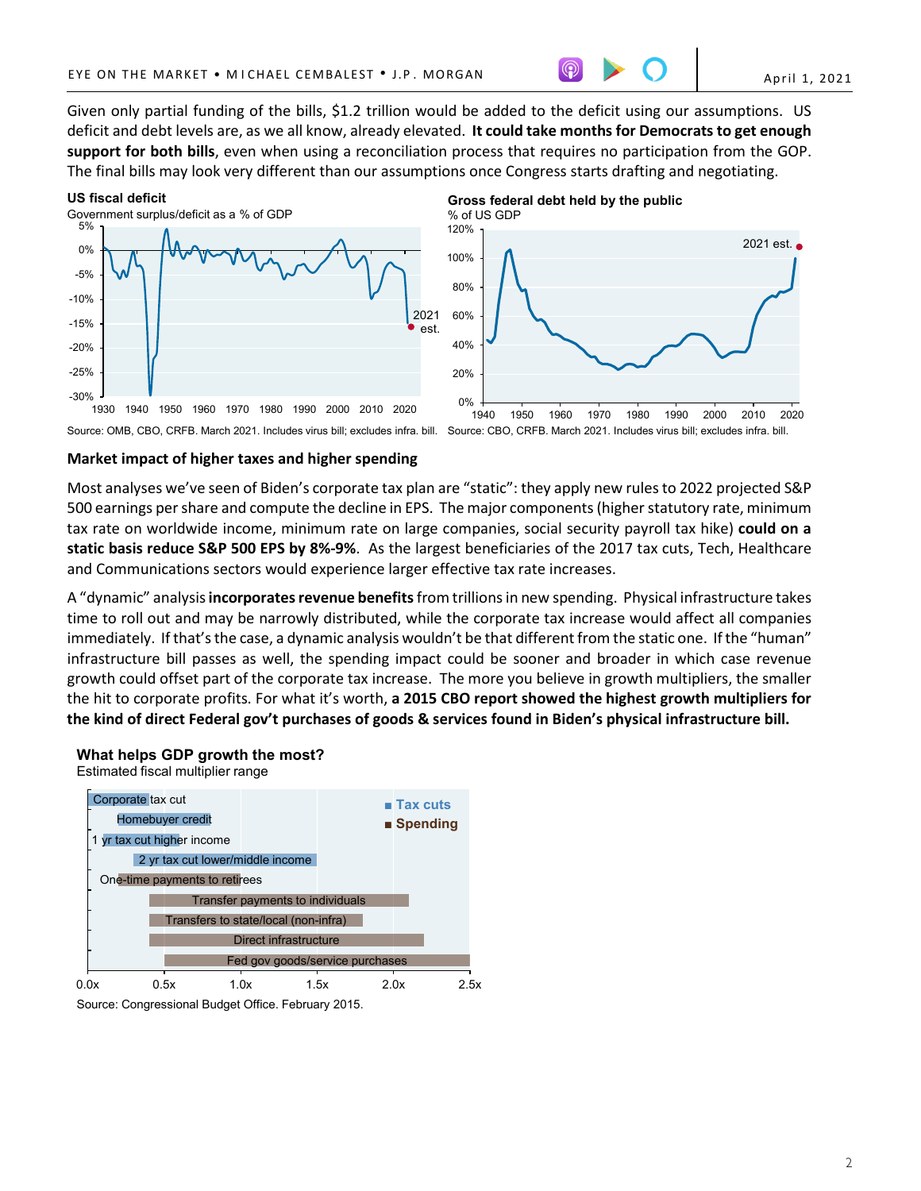Given only partial funding of the bills, $1.2 trillion would be added to the deficit using our assumptions. US deficit and debt levels are, as we all know, already elevated. **It could take months for Democrats to get enough support for both bills**, even when using a reconciliation process that requires no participation from the GOP. The final bills may look very different than our assumptions once Congress starts drafting and negotiating.

**US fiscal deficit**
Government surplus/deficit as a % of GDP

Source: OMB, CBO, CRFB. March 2021. Includes virus bill; excludes infra. bill.

**Gross federal debt held by the public**
% of US GDP

Source: CBO, CRFB. March 2021. Includes virus bill; excludes infra. bill.

### Market impact of higher taxes and higher spending

Most analyses we've seen of Biden's corporate tax plan are "static": they apply new rules to 2022 projected S&P 500 earnings per share and compute the decline in EPS. The major components (higher statutory rate, minimum tax rate on worldwide income, minimum rate on large companies, social security payroll tax hike) **could on a static basis reduce S&P 500 EPS by 8%-9%**. As the largest beneficiaries of the 2017 tax cuts, Tech, Healthcare and Communications sectors would experience larger effective tax rate increases.

A "dynamic" analysis **incorporates revenue benefits** from trillions in new spending. Physical infrastructure takes time to roll out and may be narrowly distributed, while the corporate tax increase would affect all companies immediately. If that's the case, a dynamic analysis wouldn't be that different from the static one. If the "human" infrastructure bill passes as well, the spending impact could be sooner and broader in which case revenue growth could offset part of the corporate tax increase. The more you believe in growth multipliers, the smaller the hit to corporate profits. For what it's worth, **a 2015 CBO report showed the highest growth multipliers for the kind of direct Federal gov't purchases of goods & services found in Biden's physical infrastructure bill.**

**What helps GDP growth the most?**
Estimated fiscal multiplier range

Source: Congressional Budget Office. February 2015.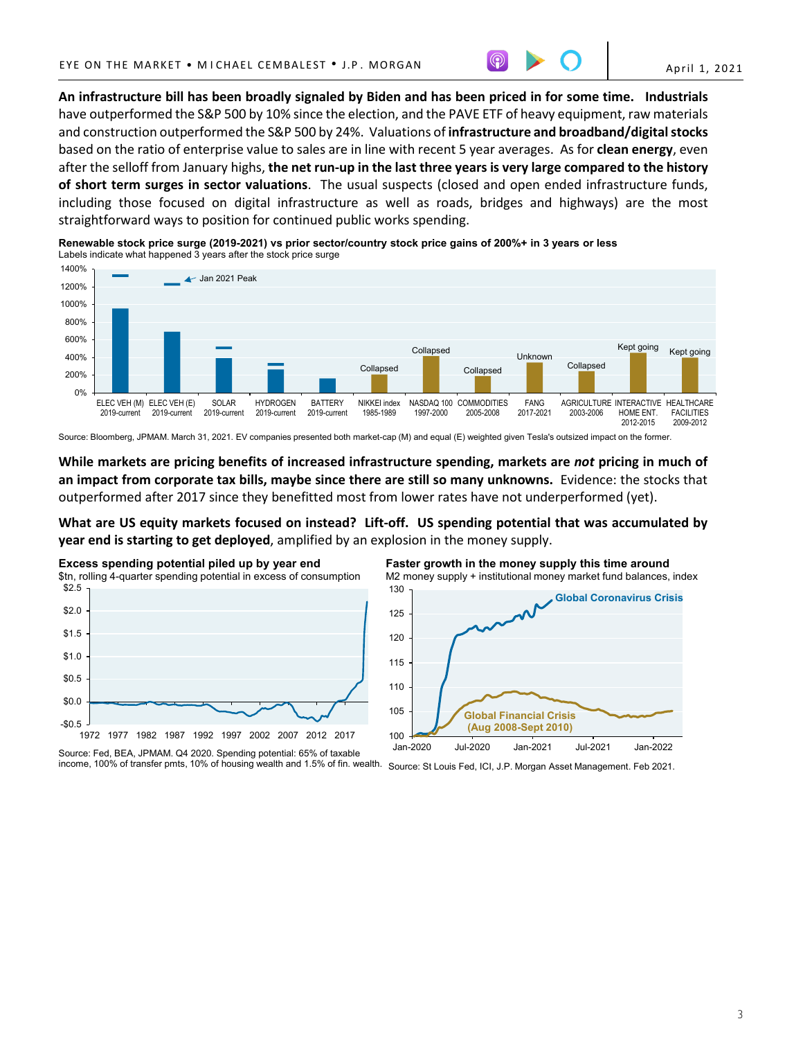**An infrastructure bill has been broadly signaled by Biden and has been priced in for some time. Industrials** have outperformed the S&P 500 by 10% since the election, and the PAVE ETF of heavy equipment, raw materials and construction outperformed the S&P 500 by 24%. Valuations of **infrastructure and broadband/digital stocks** based on the ratio of enterprise value to sales are in line with recent 5 year averages. As for **clean energy**, even after the selloff from January highs, **the net run-up in the last three years is very large compared to the history of short term surges in sector valuations**. The usual suspects (closed and open ended infrastructure funds, including those focused on digital infrastructure as well as roads, bridges and highways) are the most straightforward ways to position for continued public works spending.

**Renewable stock price surge (2019-2021) vs prior sector/country stock price gains of 200%+ in 3 years or less**
Labels indicate what happened 3 years after the stock price surge

Source: Bloomberg, JPMAM. March 31, 2021. EV companies presented both market-cap (M) and equal (E) weighted given Tesla's outsized impact on the former.

**While markets are pricing benefits of increased infrastructure spending, markets are *not* pricing in much of an impact from corporate tax bills, maybe since there are still so many unknowns.** Evidence: the stocks that outperformed after 2017 since they benefitted most from lower rates have not underperformed (yet).

**What are US equity markets focused on instead? Lift-off. US spending potential that was accumulated by year end is starting to get deployed**, amplified by an explosion in the money supply.

**Excess spending potential piled up by year end**
$tn, rolling 4-quarter spending potential in excess of consumption

Source: Fed, BEA, JPMAM. Q4 2020. Spending potential: 65% of taxable income, 100% of transfer pmts, 10% of housing wealth and 1.5% of fin. wealth.

**Faster growth in the money supply this time around**
M2 money supply + institutional money market fund balances, index

Source: St Louis Fed, ICI, J.P. Morgan Asset Management. Feb 2021.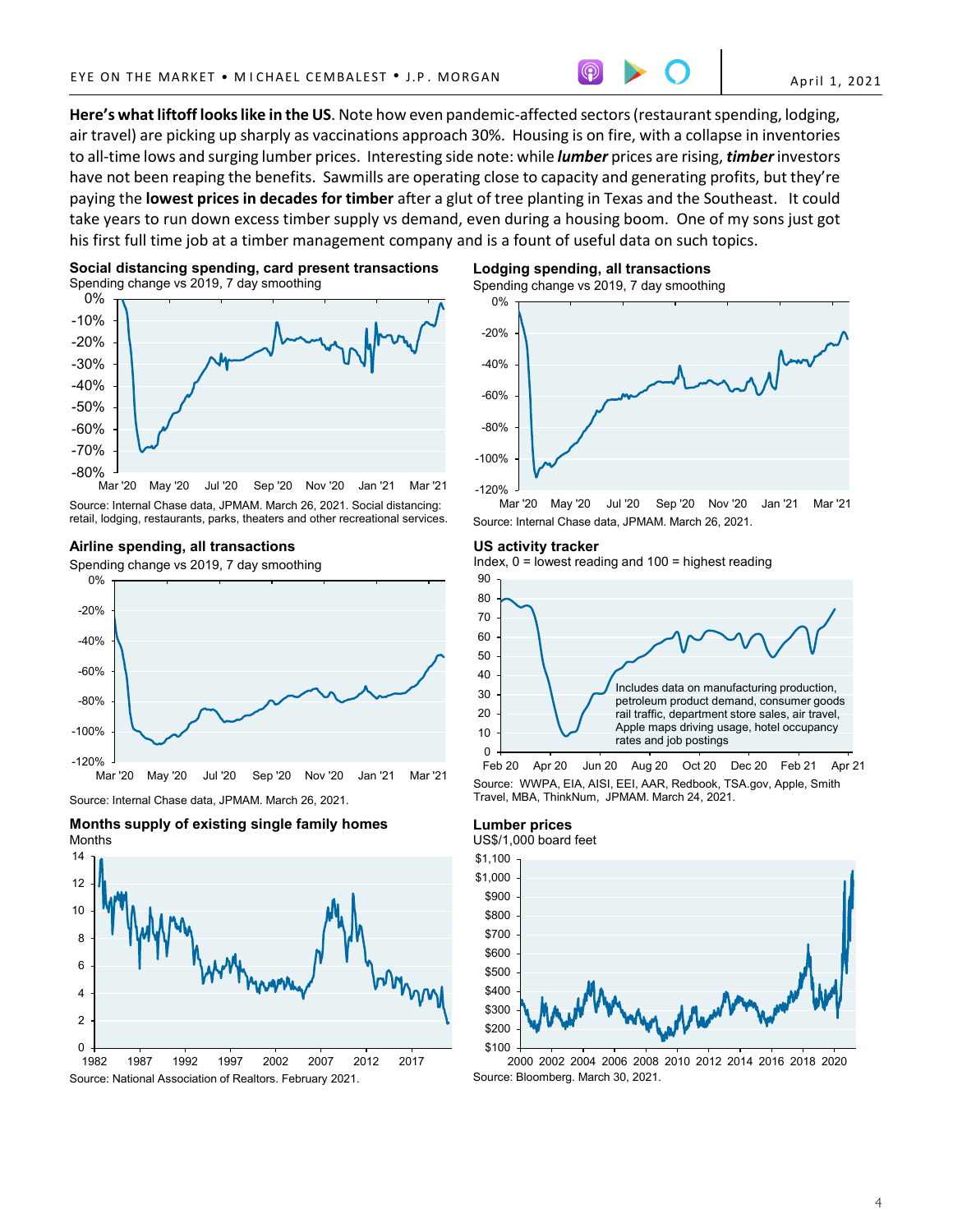**Here's what liftoff looks like in the US**. Note how even pandemic-affected sectors (restaurant spending, lodging, air travel) are picking up sharply as vaccinations approach 30%. Housing is on fire, with a collapse in inventories to all-time lows and surging lumber prices. Interesting side note: while ***lumber*** prices are rising, ***timber*** investors have not been reaping the benefits. Sawmills are operating close to capacity and generating profits, but they're paying the **lowest prices in decades for timber** after a glut of tree planting in Texas and the Southeast. It could take years to run down excess timber supply vs demand, even during a housing boom. One of my sons just got his first full time job at a timber management company and is a fount of useful data on such topics.

**Social distancing spending, card present transactions**
Spending change vs 2019, 7 day smoothing

Source: Internal Chase data, JPMAM. March 26, 2021. Social distancing: retail, lodging, restaurants, parks, theaters and other recreational services.

**Lodging spending, all transactions**
Spending change vs 2019, 7 day smoothing

Source: Internal Chase data, JPMAM. March 26, 2021.

**Airline spending, all transactions**
Spending change vs 2019, 7 day smoothing

Source: Internal Chase data, JPMAM. March 26, 2021.

**US activity tracker**
Index, 0 = lowest reading and 100 = highest reading

Includes data on manufacturing production, petroleum product demand, consumer goods rail traffic, department store sales, air travel, Apple maps driving usage, hotel occupancy rates and job postings

Source: WWPA, EIA, AISI, EEI, AAR, Redbook, TSA.gov, Apple, Smith Travel, MBA, ThinkNum, JPMAM. March 24, 2021.

**Months supply of existing single family homes**
Months

Source: National Association of Realtors. February 2021.

**Lumber prices**
US$/1,000 board feet

Source: Bloomberg. March 30, 2021.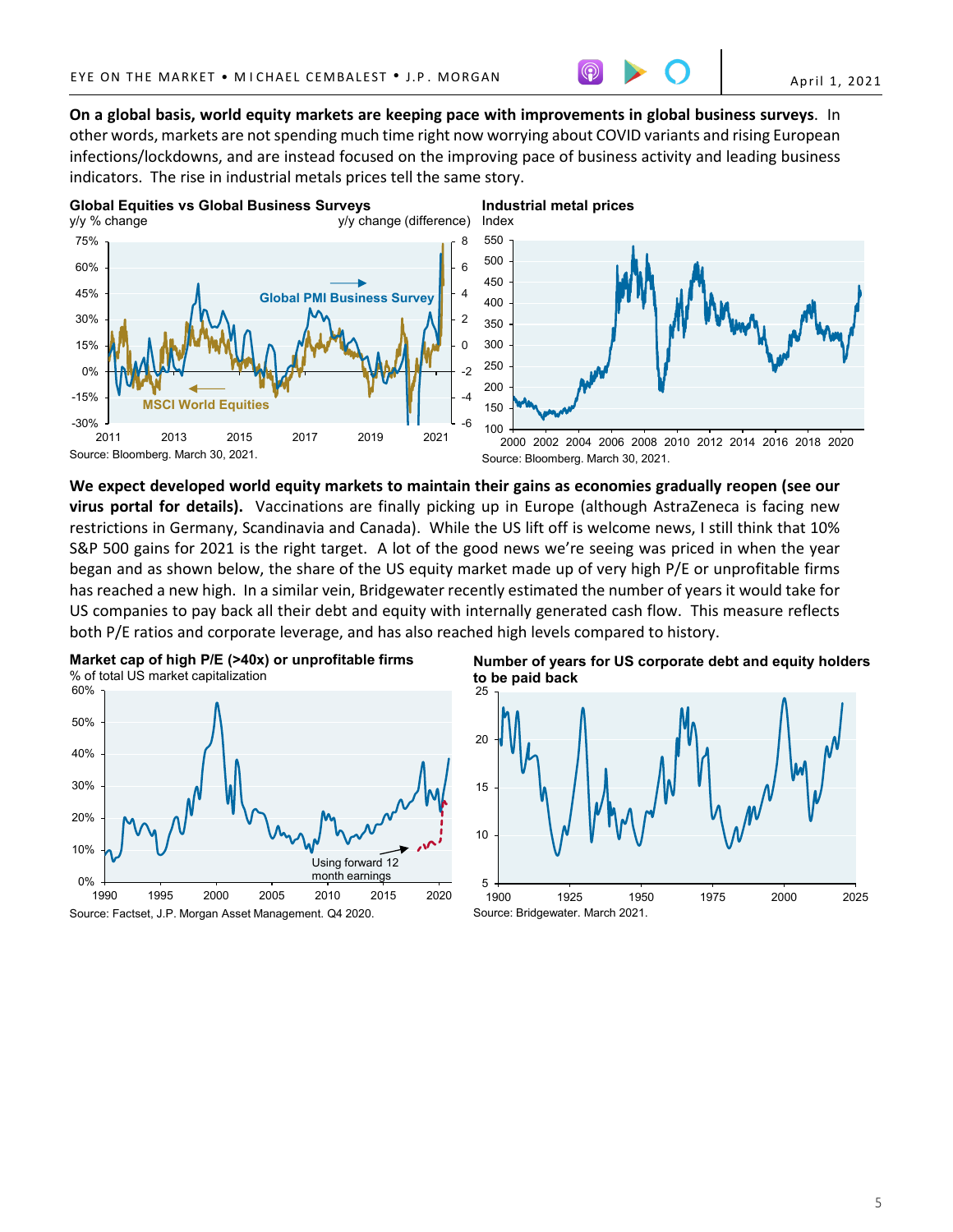**On a global basis, world equity markets are keeping pace with improvements in global business surveys**. In other words, markets are not spending much time right now worrying about COVID variants and rising European infections/lockdowns, and are instead focused on the improving pace of business activity and leading business indicators. The rise in industrial metals prices tell the same story.

**Global Equities vs Global Business Surveys**

Source: Bloomberg. March 30, 2021.

**Industrial metal prices**

Source: Bloomberg. March 30, 2021.

**We expect developed world equity markets to maintain their gains as economies gradually reopen (see our virus portal for details).** Vaccinations are finally picking up in Europe (although AstraZeneca is facing new restrictions in Germany, Scandinavia and Canada). While the US lift off is welcome news, I still think that 10% S&P 500 gains for 2021 is the right target. A lot of the good news we're seeing was priced in when the year began and as shown below, the share of the US equity market made up of very high P/E or unprofitable firms has reached a new high. In a similar vein, Bridgewater recently estimated the number of years it would take for US companies to pay back all their debt and equity with internally generated cash flow. This measure reflects both P/E ratios and corporate leverage, and has also reached high levels compared to history.

**Market cap of high P/E (>40x) or unprofitable firms**

Source: Factset, J.P. Morgan Asset Management. Q4 2020.

**Number of years for US corporate debt and equity holders to be paid back**

Source: Bridgewater. March 2021.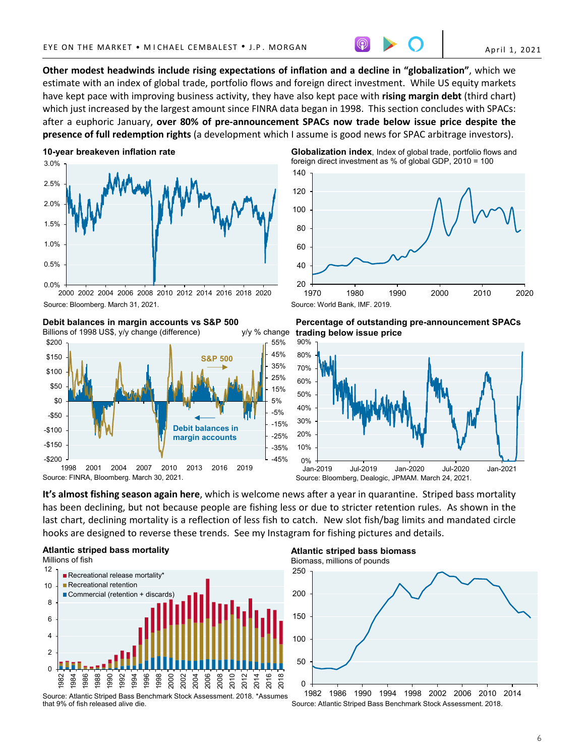**Other modest headwinds include rising expectations of inflation and a decline in "globalization"**, which we estimate with an index of global trade, portfolio flows and foreign direct investment. While US equity markets have kept pace with improving business activity, they have also kept pace with **rising margin debt** (third chart) which just increased by the largest amount since FINRA data began in 1998. This section concludes with SPACs: after a euphoric January, **over 80% of pre-announcement SPACs now trade below issue price despite the presence of full redemption rights** (a development which I assume is good news for SPAC arbitrage investors).

**10-year breakeven inflation rate**

Source: Bloomberg. March 31, 2021.

**Globalization index**, Index of global trade, portfolio flows and foreign direct investment as % of global GDP, 2010 = 100

Source: World Bank, IMF. 2019.

**Debit balances in margin accounts vs S&P 500**

Billions of 1998 US$, y/y change (difference) — y/y % change

Source: FINRA, Bloomberg. March 30, 2021.

**Percentage of outstanding pre-announcement SPACs trading below issue price**

Source: Bloomberg, Dealogic, JPMAM. March 24, 2021.

**It's almost fishing season again here**, which is welcome news after a year in quarantine. Striped bass mortality has been declining, but not because people are fishing less or due to stricter retention rules. As shown in the last chart, declining mortality is a reflection of less fish to catch. New slot fish/bag limits and mandated circle hooks are designed to reverse these trends. See my Instagram for fishing pictures and details.

**Atlantic striped bass mortality**

Millions of fish

Source: Atlantic Striped Bass Benchmark Stock Assessment. 2018. *Assumes that 9% of fish released alive die.

**Atlantic striped bass biomass**

Biomass, millions of pounds

Source: Atlantic Striped Bass Benchmark Stock Assessment. 2018.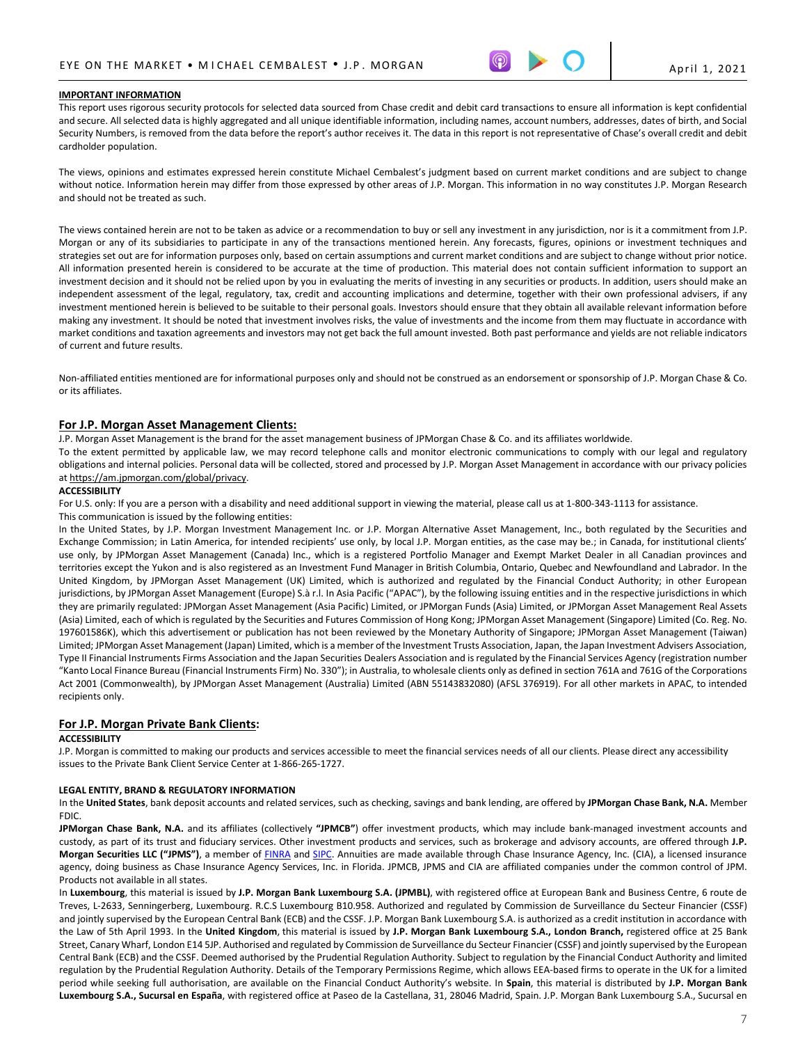**IMPORTANT INFORMATION**

This report uses rigorous security protocols for selected data sourced from Chase credit and debit card transactions to ensure all information is kept confidential and secure. All selected data is highly aggregated and all unique identifiable information, including names, account numbers, addresses, dates of birth, and Social Security Numbers, is removed from the data before the report's author receives it. The data in this report is not representative of Chase's overall credit and debit cardholder population.

The views, opinions and estimates expressed herein constitute Michael Cembalest's judgment based on current market conditions and are subject to change without notice. Information herein may differ from those expressed by other areas of J.P. Morgan. This information in no way constitutes J.P. Morgan Research and should not be treated as such.

The views contained herein are not to be taken as advice or a recommendation to buy or sell any investment in any jurisdiction, nor is it a commitment from J.P. Morgan or any of its subsidiaries to participate in any of the transactions mentioned herein. Any forecasts, figures, opinions or investment techniques and strategies set out are for information purposes only, based on certain assumptions and current market conditions and are subject to change without prior notice. All information presented herein is considered to be accurate at the time of production. This material does not contain sufficient information to support an investment decision and it should not be relied upon by you in evaluating the merits of investing in any securities or products. In addition, users should make an independent assessment of the legal, regulatory, tax, credit and accounting implications and determine, together with their own professional advisers, if any investment mentioned herein is believed to be suitable to their personal goals. Investors should ensure that they obtain all available relevant information before making any investment. It should be noted that investment involves risks, the value of investments and the income from them may fluctuate in accordance with market conditions and taxation agreements and investors may not get back the full amount invested. Both past performance and yields are not reliable indicators of current and future results.

Non-affiliated entities mentioned are for informational purposes only and should not be construed as an endorsement or sponsorship of J.P. Morgan Chase & Co. or its affiliates.

## For J.P. Morgan Asset Management Clients:

J.P. Morgan Asset Management is the brand for the asset management business of JPMorgan Chase & Co. and its affiliates worldwide.

To the extent permitted by applicable law, we may record telephone calls and monitor electronic communications to comply with our legal and regulatory obligations and internal policies. Personal data will be collected, stored and processed by J.P. Morgan Asset Management in accordance with our privacy policies at https://am.jpmorgan.com/global/privacy.

**ACCESSIBILITY**

For U.S. only: If you are a person with a disability and need additional support in viewing the material, please call us at 1-800-343-1113 for assistance.

This communication is issued by the following entities:

In the United States, by J.P. Morgan Investment Management Inc. or J.P. Morgan Alternative Asset Management, Inc., both regulated by the Securities and Exchange Commission; in Latin America, for intended recipients' use only, by local J.P. Morgan entities, as the case may be.; in Canada, for institutional clients' use only, by JPMorgan Asset Management (Canada) Inc., which is a registered Portfolio Manager and Exempt Market Dealer in all Canadian provinces and territories except the Yukon and is also registered as an Investment Fund Manager in British Columbia, Ontario, Quebec and Newfoundland and Labrador. In the United Kingdom, by JPMorgan Asset Management (UK) Limited, which is authorized and regulated by the Financial Conduct Authority; in other European jurisdictions, by JPMorgan Asset Management (Europe) S.à r.l. In Asia Pacific ("APAC"), by the following issuing entities and in the respective jurisdictions in which they are primarily regulated: JPMorgan Asset Management (Asia Pacific) Limited, or JPMorgan Funds (Asia) Limited, or JPMorgan Asset Management Real Assets (Asia) Limited, each of which is regulated by the Securities and Futures Commission of Hong Kong; JPMorgan Asset Management (Singapore) Limited (Co. Reg. No. 197601586K), which this advertisement or publication has not been reviewed by the Monetary Authority of Singapore; JPMorgan Asset Management (Taiwan) Limited; JPMorgan Asset Management (Japan) Limited, which is a member of the Investment Trusts Association, Japan, the Japan Investment Advisers Association, Type II Financial Instruments Firms Association and the Japan Securities Dealers Association and is regulated by the Financial Services Agency (registration number "Kanto Local Finance Bureau (Financial Instruments Firm) No. 330"); in Australia, to wholesale clients only as defined in section 761A and 761G of the Corporations Act 2001 (Commonwealth), by JPMorgan Asset Management (Australia) Limited (ABN 55143832080) (AFSL 376919). For all other markets in APAC, to intended recipients only.

## For J.P. Morgan Private Bank Clients:

**ACCESSIBILITY**

J.P. Morgan is committed to making our products and services accessible to meet the financial services needs of all our clients. Please direct any accessibility issues to the Private Bank Client Service Center at 1-866-265-1727.

**LEGAL ENTITY, BRAND & REGULATORY INFORMATION**

In the **United States**, bank deposit accounts and related services, such as checking, savings and bank lending, are offered by **JPMorgan Chase Bank, N.A.** Member FDIC.

**JPMorgan Chase Bank, N.A.** and its affiliates (collectively **"JPMCB"**) offer investment products, which may include bank-managed investment accounts and custody, as part of its trust and fiduciary services. Other investment products and services, such as brokerage and advisory accounts, are offered through **J.P. Morgan Securities LLC ("JPMS")**, a member of FINRA and SIPC. Annuities are made available through Chase Insurance Agency, Inc. (CIA), a licensed insurance agency, doing business as Chase Insurance Agency Services, Inc. in Florida. JPMCB, JPMS and CIA are affiliated companies under the common control of JPM. Products not available in all states.

In **Luxembourg**, this material is issued by **J.P. Morgan Bank Luxembourg S.A. (JPMBL)**, with registered office at European Bank and Business Centre, 6 route de Treves, L-2633, Senningerberg, Luxembourg. R.C.S Luxembourg B10.958. Authorized and regulated by Commission de Surveillance du Secteur Financier (CSSF) and jointly supervised by the European Central Bank (ECB) and the CSSF. J.P. Morgan Bank Luxembourg S.A. is authorized as a credit institution in accordance with the Law of 5th April 1993. In the **United Kingdom**, this material is issued by **J.P. Morgan Bank Luxembourg S.A., London Branch,** registered office at 25 Bank Street, Canary Wharf, London E14 5JP. Authorised and regulated by Commission de Surveillance du Secteur Financier (CSSF) and jointly supervised by the European Central Bank (ECB) and the CSSF. Deemed authorised by the Prudential Regulation Authority. Subject to regulation by the Financial Conduct Authority and limited regulation by the Prudential Regulation Authority. Details of the Temporary Permissions Regime, which allows EEA-based firms to operate in the UK for a limited period while seeking full authorisation, are available on the Financial Conduct Authority's website. In **Spain**, this material is distributed by **J.P. Morgan Bank Luxembourg S.A., Sucursal en España**, with registered office at Paseo de la Castellana, 31, 28046 Madrid, Spain. J.P. Morgan Bank Luxembourg S.A., Sucursal en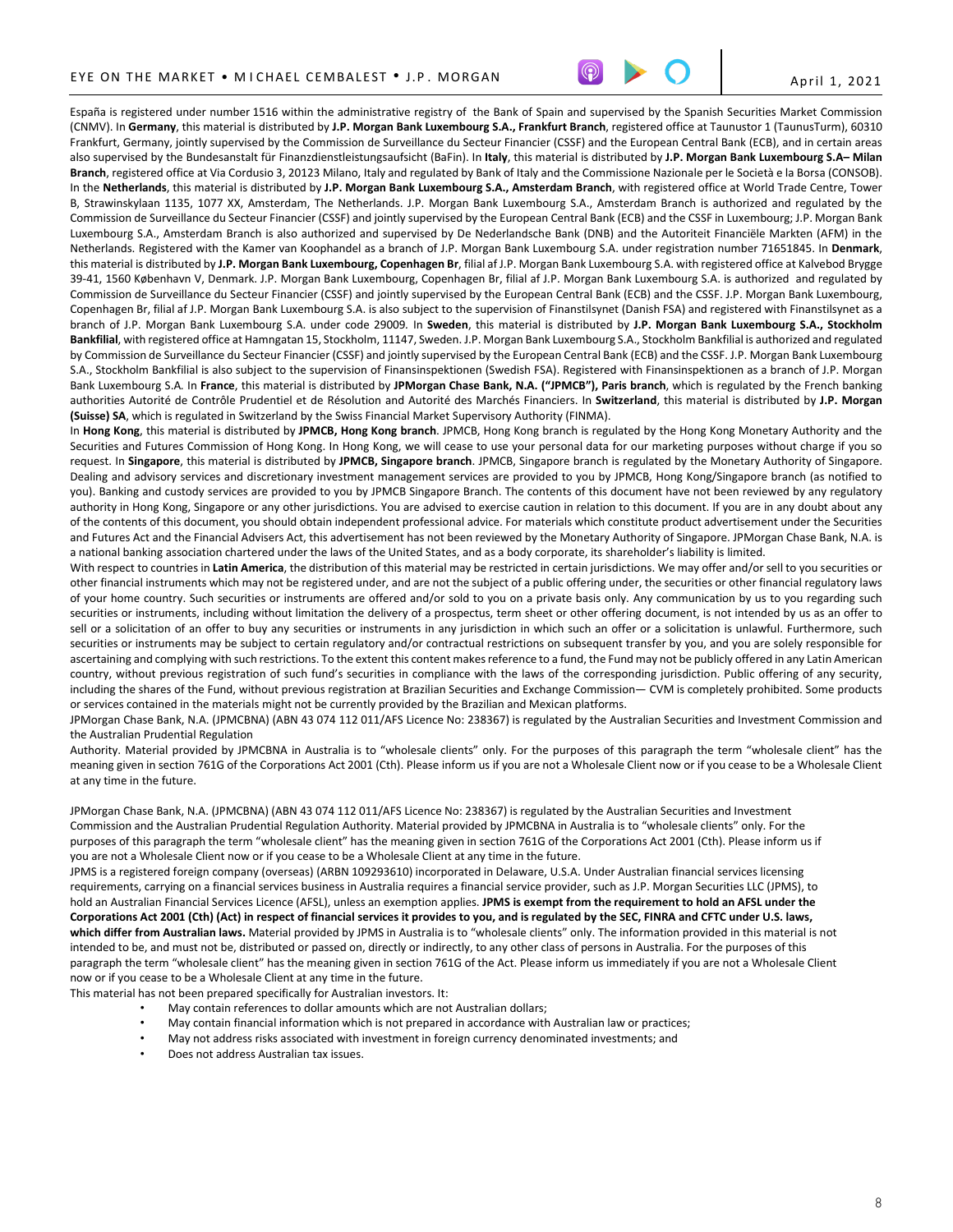España is registered under number 1516 within the administrative registry of the Bank of Spain and supervised by the Spanish Securities Market Commission (CNMV). In **Germany**, this material is distributed by **J.P. Morgan Bank Luxembourg S.A., Frankfurt Branch**, registered office at Taunustor 1 (TaunusTurm), 60310 Frankfurt, Germany, jointly supervised by the Commission de Surveillance du Secteur Financier (CSSF) and the European Central Bank (ECB), and in certain areas also supervised by the Bundesanstalt für Finanzdienstleistungsaufsicht (BaFin). In **Italy**, this material is distributed by **J.P. Morgan Bank Luxembourg S.A– Milan Branch**, registered office at Via Cordusio 3, 20123 Milano, Italy and regulated by Bank of Italy and the Commissione Nazionale per le Società e la Borsa (CONSOB). In the **Netherlands**, this material is distributed by **J.P. Morgan Bank Luxembourg S.A., Amsterdam Branch**, with registered office at World Trade Centre, Tower B, Strawinskylaan 1135, 1077 XX, Amsterdam, The Netherlands. J.P. Morgan Bank Luxembourg S.A., Amsterdam Branch is authorized and regulated by the Commission de Surveillance du Secteur Financier (CSSF) and jointly supervised by the European Central Bank (ECB) and the CSSF in Luxembourg; J.P. Morgan Bank Luxembourg S.A., Amsterdam Branch is also authorized and supervised by De Nederlandsche Bank (DNB) and the Autoriteit Financiële Markten (AFM) in the Netherlands. Registered with the Kamer van Koophandel as a branch of J.P. Morgan Bank Luxembourg S.A. under registration number 71651845. In **Denmark**, this material is distributed by **J.P. Morgan Bank Luxembourg, Copenhagen Br**, filial af J.P. Morgan Bank Luxembourg S.A. with registered office at Kalvebod Brygge 39-41, 1560 København V, Denmark. J.P. Morgan Bank Luxembourg, Copenhagen Br, filial af J.P. Morgan Bank Luxembourg S.A. is authorized and regulated by Commission de Surveillance du Secteur Financier (CSSF) and jointly supervised by the European Central Bank (ECB) and the CSSF. J.P. Morgan Bank Luxembourg, Copenhagen Br, filial af J.P. Morgan Bank Luxembourg S.A. is also subject to the supervision of Finanstilsynet (Danish FSA) and registered with Finanstilsynet as a branch of J.P. Morgan Bank Luxembourg S.A. under code 29009. In **Sweden**, this material is distributed by **J.P. Morgan Bank Luxembourg S.A., Stockholm Bankfilial**, with registered office at Hamngatan 15, Stockholm, 11147, Sweden. J.P. Morgan Bank Luxembourg S.A., Stockholm Bankfilial is authorized and regulated by Commission de Surveillance du Secteur Financier (CSSF) and jointly supervised by the European Central Bank (ECB) and the CSSF. J.P. Morgan Bank Luxembourg S.A., Stockholm Bankfilial is also subject to the supervision of Finansinspektionen (Swedish FSA). Registered with Finansinspektionen as a branch of J.P. Morgan Bank Luxembourg S.A. In **France**, this material is distributed by **JPMorgan Chase Bank, N.A. ("JPMCB"), Paris branch**, which is regulated by the French banking authorities Autorité de Contrôle Prudentiel et de Résolution and Autorité des Marchés Financiers. In **Switzerland**, this material is distributed by **J.P. Morgan (Suisse) SA**, which is regulated in Switzerland by the Swiss Financial Market Supervisory Authority (FINMA).

In **Hong Kong**, this material is distributed by **JPMCB, Hong Kong branch**. JPMCB, Hong Kong branch is regulated by the Hong Kong Monetary Authority and the Securities and Futures Commission of Hong Kong. In Hong Kong, we will cease to use your personal data for our marketing purposes without charge if you so request. In **Singapore**, this material is distributed by **JPMCB, Singapore branch**. JPMCB, Singapore branch is regulated by the Monetary Authority of Singapore. Dealing and advisory services and discretionary investment management services are provided to you by JPMCB, Hong Kong/Singapore branch (as notified to you). Banking and custody services are provided to you by JPMCB Singapore Branch. The contents of this document have not been reviewed by any regulatory authority in Hong Kong, Singapore or any other jurisdictions. You are advised to exercise caution in relation to this document. If you are in any doubt about any of the contents of this document, you should obtain independent professional advice. For materials which constitute product advertisement under the Securities and Futures Act and the Financial Advisers Act, this advertisement has not been reviewed by the Monetary Authority of Singapore. JPMorgan Chase Bank, N.A. is a national banking association chartered under the laws of the United States, and as a body corporate, its shareholder's liability is limited.

With respect to countries in **Latin America**, the distribution of this material may be restricted in certain jurisdictions. We may offer and/or sell to you securities or other financial instruments which may not be registered under, and are not the subject of a public offering under, the securities or other financial regulatory laws of your home country. Such securities or instruments are offered and/or sold to you on a private basis only. Any communication by us to you regarding such securities or instruments, including without limitation the delivery of a prospectus, term sheet or other offering document, is not intended by us as an offer to sell or a solicitation of an offer to buy any securities or instruments in any jurisdiction in which such an offer or a solicitation is unlawful. Furthermore, such securities or instruments may be subject to certain regulatory and/or contractual restrictions on subsequent transfer by you, and you are solely responsible for ascertaining and complying with such restrictions. To the extent this content makes reference to a fund, the Fund may not be publicly offered in any Latin American country, without previous registration of such fund's securities in compliance with the laws of the corresponding jurisdiction. Public offering of any security, including the shares of the Fund, without previous registration at Brazilian Securities and Exchange Commission— CVM is completely prohibited. Some products or services contained in the materials might not be currently provided by the Brazilian and Mexican platforms.

JPMorgan Chase Bank, N.A. (JPMCBNA) (ABN 43 074 112 011/AFS Licence No: 238367) is regulated by the Australian Securities and Investment Commission and the Australian Prudential Regulation

Authority. Material provided by JPMCBNA in Australia is to "wholesale clients" only. For the purposes of this paragraph the term "wholesale client" has the meaning given in section 761G of the Corporations Act 2001 (Cth). Please inform us if you are not a Wholesale Client now or if you cease to be a Wholesale Client at any time in the future.

JPMorgan Chase Bank, N.A. (JPMCBNA) (ABN 43 074 112 011/AFS Licence No: 238367) is regulated by the Australian Securities and Investment Commission and the Australian Prudential Regulation Authority. Material provided by JPMCBNA in Australia is to "wholesale clients" only. For the purposes of this paragraph the term "wholesale client" has the meaning given in section 761G of the Corporations Act 2001 (Cth). Please inform us if you are not a Wholesale Client now or if you cease to be a Wholesale Client at any time in the future.

JPMS is a registered foreign company (overseas) (ARBN 109293610) incorporated in Delaware, U.S.A. Under Australian financial services licensing requirements, carrying on a financial services business in Australia requires a financial service provider, such as J.P. Morgan Securities LLC (JPMS), to hold an Australian Financial Services Licence (AFSL), unless an exemption applies. **JPMS is exempt from the requirement to hold an AFSL under the Corporations Act 2001 (Cth) (Act) in respect of financial services it provides to you, and is regulated by the SEC, FINRA and CFTC under U.S. laws, which differ from Australian laws.** Material provided by JPMS in Australia is to "wholesale clients" only. The information provided in this material is not intended to be, and must not be, distributed or passed on, directly or indirectly, to any other class of persons in Australia. For the purposes of this paragraph the term "wholesale client" has the meaning given in section 761G of the Act. Please inform us immediately if you are not a Wholesale Client now or if you cease to be a Wholesale Client at any time in the future.

This material has not been prepared specifically for Australian investors. It:

- May contain references to dollar amounts which are not Australian dollars;
- May contain financial information which is not prepared in accordance with Australian law or practices;
- May not address risks associated with investment in foreign currency denominated investments; and
- Does not address Australian tax issues.